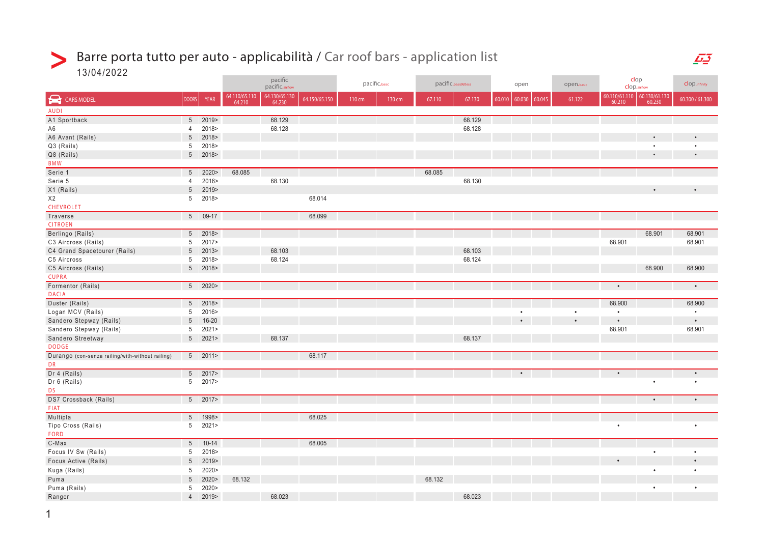# Barre porta tutto per auto - applicabilità / Car roof bars - application list

13/04/2022

| | | | pacific pacific.airflow | | | pacific.basic | | pacific.basickitless | | open | | | open.basic | clop clop.airflow | | clop.infinity |
|---|---|---|---|---|---|---|---|---|---|---|---|---|---|---|---|---|
| CARS MODEL | DOORS | YEAR | 64.110/65.110 64.210 | 64.130/65.130 64.230 | 64.150/65.150 | 110 cm | 130 cm | 67.110 | 67.130 | 60.010 | 60.030 | 60.045 | 61.122 | 60.110/61.110 60.210 | 60.130/61.130 60.230 | 60.300 / 61.300 |
| AUDI | | | | | | | | | | | | | | | | |
| A1 Sportback | 5 | 2019> | | 68.129 | | | | | 68.129 | | | | | | | |
| A6 | 4 | 2018> | | 68.128 | | | | | 68.128 | | | | | | | |
| A6 Avant (Rails) | 5 | 2018> | | | | | | | | | | | | | • | • |
| Q3 (Rails) | 5 | 2018> | | | | | | | | | | | | | • | • |
| Q8 (Rails) | 5 | 2018> | | | | | | | | | | | | | • | • |
| BMW | | | | | | | | | | | | | | | | |
| Serie 1 | 5 | 2020> | 68.085 | | | | | 68.085 | | | | | | | | |
| Serie 5 | 4 | 2016> | | 68.130 | | | | | 68.130 | | | | | | | |
| X1 (Rails) | 5 | 2019> | | | | | | | | | | | | | • | • |
| X2 | 5 | 2018> | | | 68.014 | | | | | | | | | | | |
| CHEVROLET | | | | | | | | | | | | | | | | |
| Traverse | 5 | 09-17 | | | 68.099 | | | | | | | | | | | |
| CITROEN | | | | | | | | | | | | | | | | |
| Berlingo (Rails) | 5 | 2018> | | | | | | | | | | | | | 68.901 | 68.901 |
| C3 Aircross (Rails) | 5 | 2017> | | | | | | | | | | | | 68.901 | | 68.901 |
| C4 Grand Spacetourer (Rails) | 5 | 2013> | | 68.103 | | | | | 68.103 | | | | | | | |
| C5 Aircross | 5 | 2018> | | 68.124 | | | | | 68.124 | | | | | | | |
| C5 Aircross (Rails) | 5 | 2018> | | | | | | | | | | | | | 68.900 | 68.900 |
| CUPRA | | | | | | | | | | | | | | | | |
| Formentor (Rails) | 5 | 2020> | | | | | | | | | | | | • | | • |
| DACIA | | | | | | | | | | | | | | | | |
| Duster (Rails) | 5 | 2018> | | | | | | | | | | | | 68.900 | | 68.900 |
| Logan MCV (Rails) | 5 | 2016> | | | | | | | | | • | | • | • | | • |
| Sandero Stepway (Rails) | 5 | 16-20 | | | | | | | | | • | | • | • | | • |
| Sandero Stepway (Rails) | 5 | 2021> | | | | | | | | | | | | 68.901 | | 68.901 |
| Sandero Streetway | 5 | 2021> | | 68.137 | | | | | 68.137 | | | | | | | |
| DODGE | | | | | | | | | | | | | | | | |
| Durango (con-senza railing/with-without railing) | 5 | 2011> | | | 68.117 | | | | | | | | | | | |
| DR | | | | | | | | | | | | | | | | |
| Dr 4 (Rails) | 5 | 2017> | | | | | | | | | • | | | • | | • |
| Dr 6 (Rails) | 5 | 2017> | | | | | | | | | | | | | • | • |
| DS | | | | | | | | | | | | | | | | |
| DS7 Crossback (Rails) | 5 | 2017> | | | | | | | | | | | | | • | • |
| FIAT | | | | | | | | | | | | | | | | |
| Multipla | 5 | 1998> | | | 68.025 | | | | | | | | | | | |
| Tipo Cross (Rails) | 5 | 2021> | | | | | | | | | | | | • | | • |
| FORD | | | | | | | | | | | | | | | | |
| C-Max | 5 | 10-14 | | | 68.005 | | | | | | | | | | | |
| Focus IV Sw (Rails) | 5 | 2018> | | | | | | | | | | | | | • | • |
| Focus Active (Rails) | 5 | 2019> | | | | | | | | | | | | • | | • |
| Kuga (Rails) | 5 | 2020> | | | | | | | | | | | | | • | • |
| Puma | 5 | 2020> | 68.132 | | | | | 68.132 | | | | | | | | |
| Puma (Rails) | 5 | 2020> | | | | | | | | | | | | | • | • |
| Ranger | 4 | 2019> | | 68.023 | | | | | 68.023 | | | | | | | |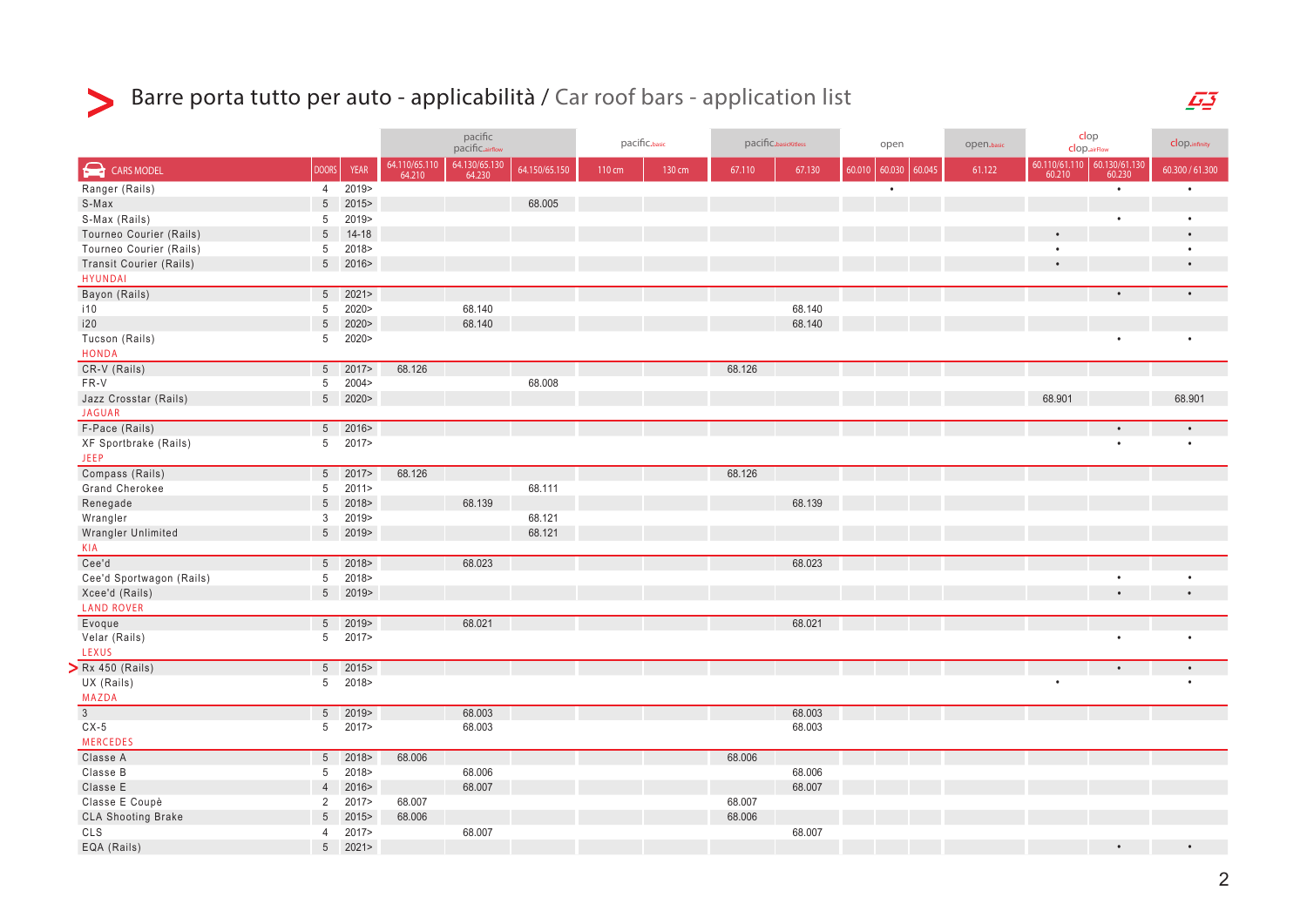# Barre porta tutto per auto - applicabilità / Car roof bars - application list

| | | | pacific pacific.airflow | | | pacific.basic | | pacific.basicKitless | | open | | | open.basic | clop clop.airflow | | clop.infinity |
|---|---|---|---|---|---|---|---|---|---|---|---|---|---|---|---|---|
| CARS MODEL | DOORS | YEAR | 64.110/65.110 64.210 | 64.130/65.130 64.230 | 64.150/65.150 | 110 cm | 130 cm | 67.110 | 67.130 | 60.010 | 60.030 | 60.045 | 61.122 | 60.110/61.110 60.210 | 60.130/61.130 60.230 | 60.300 / 61.300 |
| Ranger (Rails) | 4 | 2019> | | | | | | | | | • | | | | • | • |
| S-Max | 5 | 2015> | | | 68.005 | | | | | | | | | | | |
| S-Max (Rails) | 5 | 2019> | | | | | | | | | | | | | • | • |
| Tourneo Courier (Rails) | 5 | 14-18 | | | | | | | | | | | | • | | • |
| Tourneo Courier (Rails) | 5 | 2018> | | | | | | | | | | | | • | | • |
| Transit Courier (Rails) | 5 | 2016> | | | | | | | | | | | | • | | • |
| **HYUNDAI** | | | | | | | | | | | | | | | | |
| Bayon (Rails) | 5 | 2021> | | | | | | | | | | | | | • | • |
| i10 | 5 | 2020> | | 68.140 | | | | | 68.140 | | | | | | | |
| i20 | 5 | 2020> | | 68.140 | | | | | 68.140 | | | | | | | |
| Tucson (Rails) | 5 | 2020> | | | | | | | | | | | | | • | • |
| **HONDA** | | | | | | | | | | | | | | | | |
| CR-V (Rails) | 5 | 2017> | 68.126 | | | | | 68.126 | | | | | | | | |
| FR-V | 5 | 2004> | | | 68.008 | | | | | | | | | | | |
| Jazz Crosstar (Rails) | 5 | 2020> | | | | | | | | | | | | 68.901 | | 68.901 |
| **JAGUAR** | | | | | | | | | | | | | | | | |
| F-Pace (Rails) | 5 | 2016> | | | | | | | | | | | | | • | • |
| XF Sportbrake (Rails) | 5 | 2017> | | | | | | | | | | | | | • | • |
| **JEEP** | | | | | | | | | | | | | | | | |
| Compass (Rails) | 5 | 2017> | 68.126 | | | | | 68.126 | | | | | | | | |
| Grand Cherokee | 5 | 2011> | | | 68.111 | | | | | | | | | | | |
| Renegade | 5 | 2018> | | 68.139 | | | | | 68.139 | | | | | | | |
| Wrangler | 3 | 2019> | | | 68.121 | | | | | | | | | | | |
| Wrangler Unlimited | 5 | 2019> | | | 68.121 | | | | | | | | | | | |
| **KIA** | | | | | | | | | | | | | | | | |
| Cee'd | 5 | 2018> | | 68.023 | | | | | 68.023 | | | | | | | |
| Cee'd Sportwagon (Rails) | 5 | 2018> | | | | | | | | | | | | | • | • |
| Xcee'd (Rails) | 5 | 2019> | | | | | | | | | | | | | • | • |
| **LAND ROVER** | | | | | | | | | | | | | | | | |
| Evoque | 5 | 2019> | | 68.021 | | | | | 68.021 | | | | | | | |
| Velar (Rails) | 5 | 2017> | | | | | | | | | | | | | • | • |
| **LEXUS** | | | | | | | | | | | | | | | | |
| Rx 450 (Rails) | 5 | 2015> | | | | | | | | | | | | | • | • |
| UX (Rails) | 5 | 2018> | | | | | | | | | | | | • | | • |
| **MAZDA** | | | | | | | | | | | | | | | | |
| 3 | 5 | 2019> | | 68.003 | | | | | 68.003 | | | | | | | |
| CX-5 | 5 | 2017> | | 68.003 | | | | | 68.003 | | | | | | | |
| **MERCEDES** | | | | | | | | | | | | | | | | |
| Classe A | 5 | 2018> | 68.006 | | | | | 68.006 | | | | | | | | |
| Classe B | 5 | 2018> | | 68.006 | | | | | 68.006 | | | | | | | |
| Classe E | 4 | 2016> | | 68.007 | | | | | 68.007 | | | | | | | |
| Classe E Coupè | 2 | 2017> | 68.007 | | | | | 68.007 | | | | | | | | |
| CLA Shooting Brake | 5 | 2015> | 68.006 | | | | | 68.006 | | | | | | | | |
| CLS | 4 | 2017> | | 68.007 | | | | | 68.007 | | | | | | | |
| EQA (Rails) | 5 | 2021> | | | | | | | | | | | | | • | • |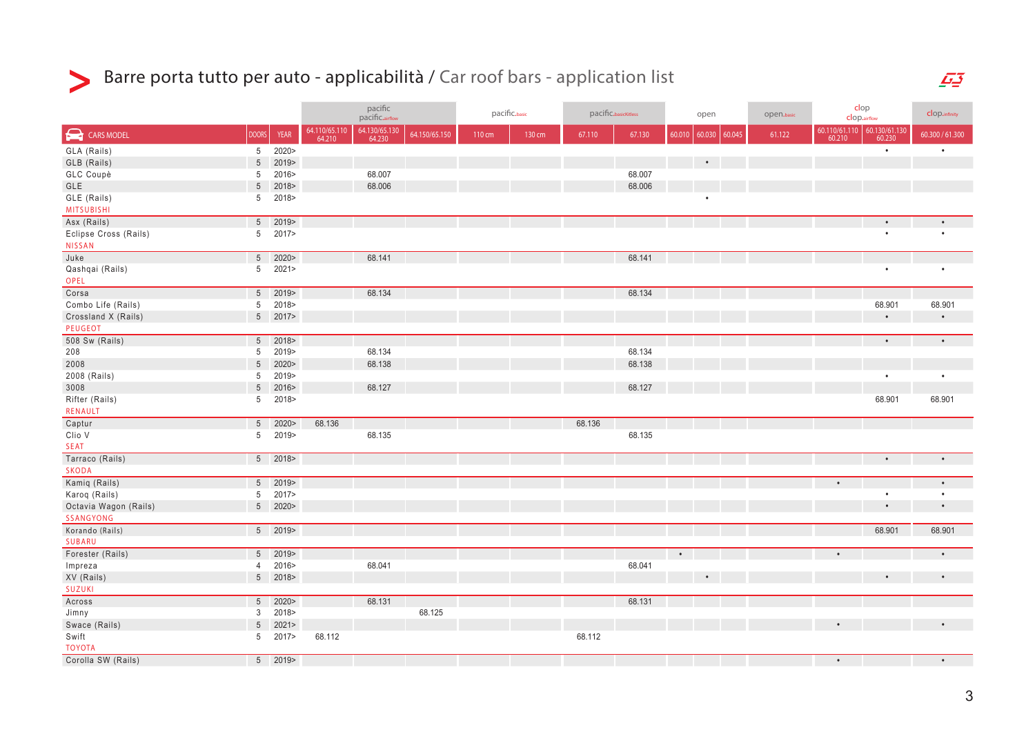# Barre porta tutto per auto - applicabilità / Car roof bars - application list

| | | | pacific pacific.airflow | | | pacific.basic | | pacific.basicKitless | | open | | | open.basic | clop clop.airflow | | clop.infinity |
|---|---|---|---|---|---|---|---|---|---|---|---|---|---|---|---|---|
| CARS MODEL | DOORS | YEAR | 64.110/65.110 64.210 | 64.130/65.130 64.230 | 64.150/65.150 | 110 cm | 130 cm | 67.110 | 67.130 | 60.010 | 60.030 | 60.045 | 61.122 | 60.110/61.110 60.210 | 60.130/61.130 60.230 | 60.300 / 61.300 |
| GLA (Rails) | 5 | 2020> | | | | | | | | | | | | | • | • |
| GLB (Rails) | 5 | 2019> | | | | | | | | | • | | | | | |
| GLC Coupè | 5 | 2016> | | 68.007 | | | | | 68.007 | | | | | | | |
| GLE | 5 | 2018> | | 68.006 | | | | | 68.006 | | | | | | | |
| GLE (Rails) | 5 | 2018> | | | | | | | | | • | | | | | |
| MITSUBISHI | | | | | | | | | | | | | | | | |
| Asx (Rails) | 5 | 2019> | | | | | | | | | | | | | • | • |
| Eclipse Cross (Rails) | 5 | 2017> | | | | | | | | | | | | | • | • |
| NISSAN | | | | | | | | | | | | | | | | |
| Juke | 5 | 2020> | | 68.141 | | | | | 68.141 | | | | | | | |
| Qashqai (Rails) | 5 | 2021> | | | | | | | | | | | | | • | • |
| OPEL | | | | | | | | | | | | | | | | |
| Corsa | 5 | 2019> | | 68.134 | | | | | 68.134 | | | | | | | |
| Combo Life (Rails) | 5 | 2018> | | | | | | | | | | | | | 68.901 | 68.901 |
| Crossland X (Rails) | 5 | 2017> | | | | | | | | | | | | | • | • |
| PEUGEOT | | | | | | | | | | | | | | | | |
| 508 Sw (Rails) | 5 | 2018> | | | | | | | | | | | | | • | • |
| 208 | 5 | 2019> | | 68.134 | | | | | 68.134 | | | | | | | |
| 2008 | 5 | 2020> | | 68.138 | | | | | 68.138 | | | | | | | |
| 2008 (Rails) | 5 | 2019> | | | | | | | | | | | | | • | • |
| 3008 | 5 | 2016> | | 68.127 | | | | | 68.127 | | | | | | | |
| Rifter (Rails) | 5 | 2018> | | | | | | | | | | | | | 68.901 | 68.901 |
| RENAULT | | | | | | | | | | | | | | | | |
| Captur | 5 | 2020> | 68.136 | | | | | 68.136 | | | | | | | | |
| Clio V | 5 | 2019> | | 68.135 | | | | | 68.135 | | | | | | | |
| SEAT | | | | | | | | | | | | | | | | |
| Tarraco (Rails) | 5 | 2018> | | | | | | | | | | | | | • | • |
| SKODA | | | | | | | | | | | | | | | | |
| Kamiq (Rails) | 5 | 2019> | | | | | | | | | | | | • | | • |
| Karoq (Rails) | 5 | 2017> | | | | | | | | | | | | | • | • |
| Octavia Wagon (Rails) | 5 | 2020> | | | | | | | | | | | | | • | • |
| SSANGYONG | | | | | | | | | | | | | | | | |
| Korando (Rails) | 5 | 2019> | | | | | | | | | | | | | 68.901 | 68.901 |
| SUBARU | | | | | | | | | | | | | | | | |
| Forester (Rails) | 5 | 2019> | | | | | | | | • | | | | • | | • |
| Impreza | 4 | 2016> | | 68.041 | | | | | 68.041 | | | | | | | |
| XV (Rails) | 5 | 2018> | | | | | | | | | • | | | | • | • |
| SUZUKI | | | | | | | | | | | | | | | | |
| Across | 5 | 2020> | | 68.131 | | | | | 68.131 | | | | | | | |
| Jimny | 3 | 2018> | | | 68.125 | | | | | | | | | | | |
| Swace (Rails) | 5 | 2021> | | | | | | | | | | | | • | | • |
| Swift | 5 | 2017> | 68.112 | | | | | 68.112 | | | | | | | | |
| TOYOTA | | | | | | | | | | | | | | | | |
| Corolla SW (Rails) | 5 | 2019> | | | | | | | | | | | | • | | • |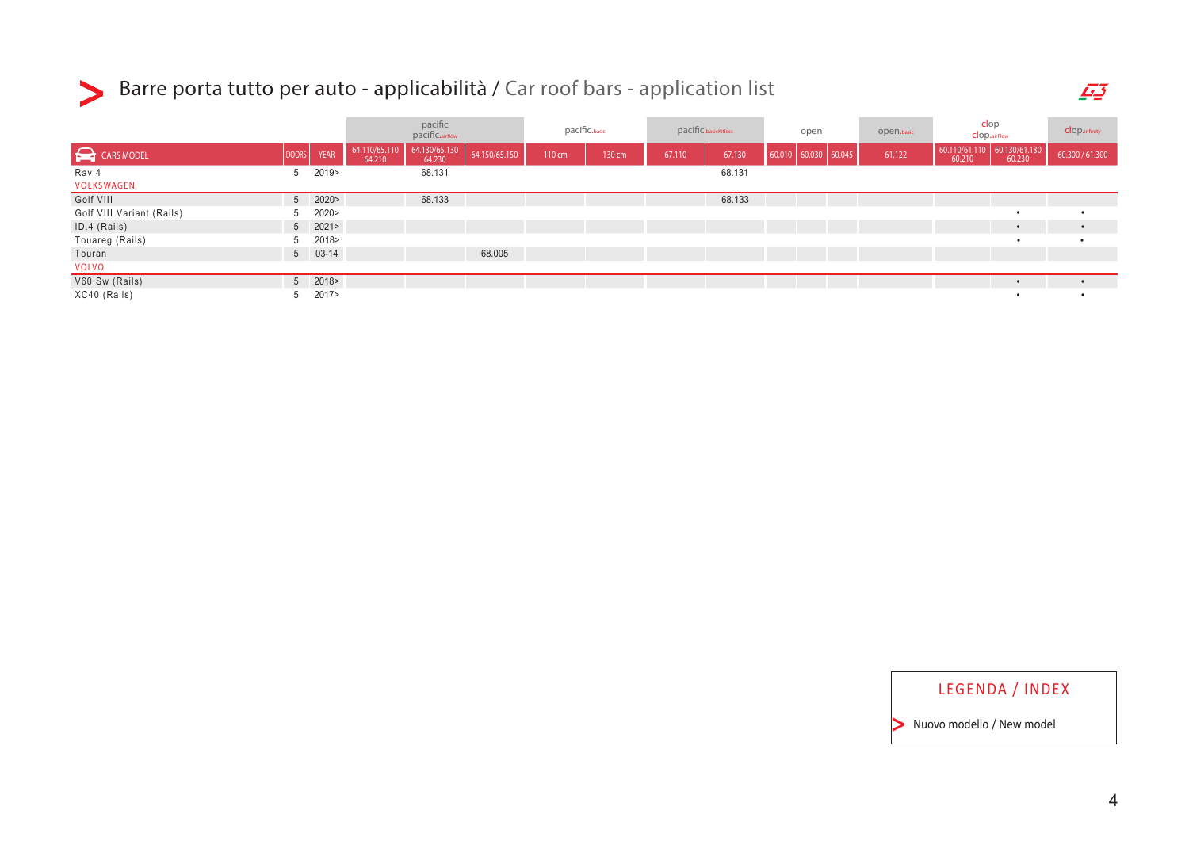# Barre porta tutto per auto - applicabilità / Car roof bars - application list

| | | | pacific pacific.airflow | | | pacific.basic | | pacific.basicKitless | | open | | | open.basic | clop clop.airFlow | | clop.infinity |
|---|---|---|---|---|---|---|---|---|---|---|---|---|---|---|---|---|
| CARS MODEL | DOORS | YEAR | 64.110/65.110 64.210 | 64.130/65.130 64.230 | 64.150/65.150 | 110 cm | 130 cm | 67.110 | 67.130 | 60.010 | 60.030 | 60.045 | 61.122 | 60.110/61.110 60.210 | 60.130/61.130 60.230 | 60.300 / 61.300 |
| Rav 4 | 5 | 2019> | | 68.131 | | | | | 68.131 | | | | | | | |
| VOLKSWAGEN | | | | | | | | | | | | | | | | |
| Golf VIII | 5 | 2020> | | 68.133 | | | | | 68.133 | | | | | | | |
| Golf VIII Variant (Rails) | 5 | 2020> | | | | | | | | | | | | | • | • |
| ID.4 (Rails) | 5 | 2021> | | | | | | | | | | | | | • | • |
| Touareg (Rails) | 5 | 2018> | | | | | | | | | | | | | • | • |
| Touran | 5 | 03-14 | | | 68.005 | | | | | | | | | | | |
| VOLVO | | | | | | | | | | | | | | | | |
| V60 Sw (Rails) | 5 | 2018> | | | | | | | | | | | | | • | • |
| XC40 (Rails) | 5 | 2017> | | | | | | | | | | | | | • | • |

**LEGENDA / INDEX**

> Nuovo modello / New model